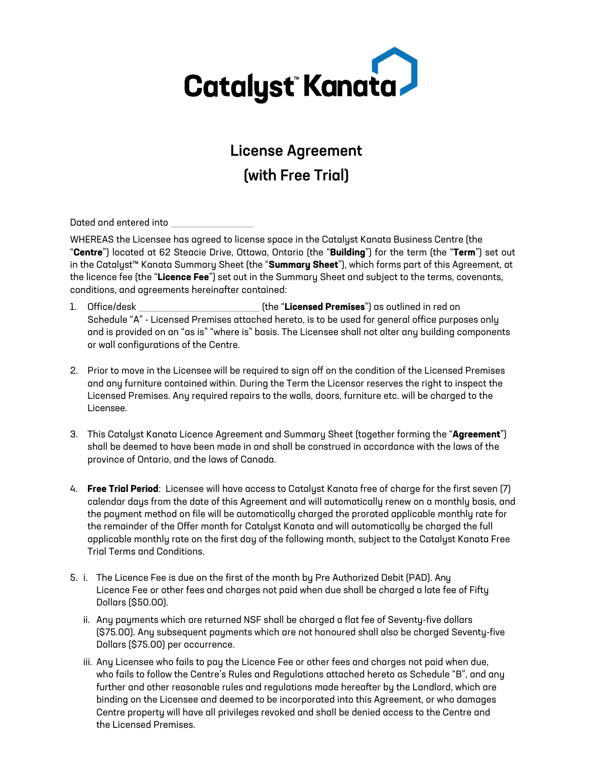Catalyst™ Kanata

# License Agreement
# (with Free Trial)

Dated and entered into \_\_\_\_\_\_\_\_\_\_\_\_\_\_\_\_\_\_

WHEREAS the Licensee has agreed to license space in the Catalyst Kanata Business Centre (the "**Centre**") located at 62 Steacie Drive, Ottawa, Ontario (the "**Building**") for the term (the "**Term**") set out in the Catalyst™ Kanata Summary Sheet (the "**Summary Sheet**"), which forms part of this Agreement, at the licence fee (the "**Licence Fee**") set out in the Summary Sheet and subject to the terms, covenants, conditions, and agreements hereinafter contained:

1. Office/desk \_\_\_\_\_\_\_\_\_\_\_\_\_\_\_\_\_\_\_\_\_\_\_\_\_\_\_\_ (the "**Licensed Premises**") as outlined in red on Schedule "A" - Licensed Premises attached hereto, is to be used for general office purposes only and is provided on an "as is" "where is" basis. The Licensee shall not alter any building components or wall configurations of the Centre.

2. Prior to move in the Licensee will be required to sign off on the condition of the Licensed Premises and any furniture contained within. During the Term the Licensor reserves the right to inspect the Licensed Premises. Any required repairs to the walls, doors, furniture etc. will be charged to the Licensee.

3. This Catalyst Kanata Licence Agreement and Summary Sheet (together forming the "**Agreement**") shall be deemed to have been made in and shall be construed in accordance with the laws of the province of Ontario, and the laws of Canada.

4. **Free Trial Period**: Licensee will have access to Catalyst Kanata free of charge for the first seven (7) calendar days from the date of this Agreement and will automatically renew on a monthly basis, and the payment method on file will be automatically charged the prorated applicable monthly rate for the remainder of the Offer month for Catalyst Kanata and will automatically be charged the full applicable monthly rate on the first day of the following month, subject to the Catalyst Kanata Free Trial Terms and Conditions.

5. i. The Licence Fee is due on the first of the month by Pre Authorized Debit (PAD). Any Licence Fee or other fees and charges not paid when due shall be charged a late fee of Fifty Dollars ($50.00).

   ii. Any payments which are returned NSF shall be charged a flat fee of Seventy-five dollars ($75.00). Any subsequent payments which are not honoured shall also be charged Seventy-five Dollars ($75.00) per occurrence.

   iii. Any Licensee who fails to pay the Licence Fee or other fees and charges not paid when due, who fails to follow the Centre's Rules and Regulations attached hereto as Schedule "B", and any further and other reasonable rules and regulations made hereafter by the Landlord, which are binding on the Licensee and deemed to be incorporated into this Agreement, or who damages Centre property will have all privileges revoked and shall be denied access to the Centre and the Licensed Premises.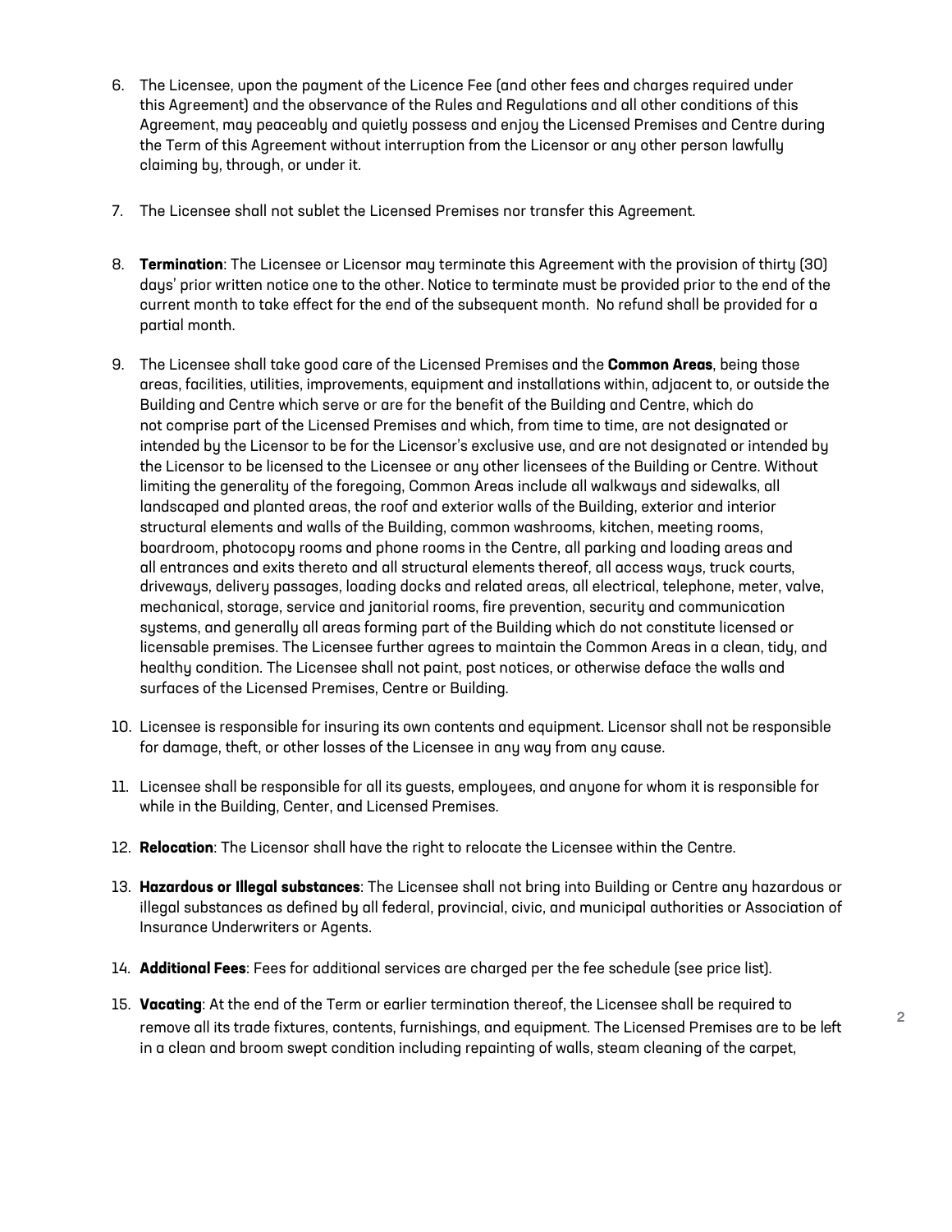6. The Licensee, upon the payment of the Licence Fee (and other fees and charges required under this Agreement) and the observance of the Rules and Regulations and all other conditions of this Agreement, may peaceably and quietly possess and enjoy the Licensed Premises and Centre during the Term of this Agreement without interruption from the Licensor or any other person lawfully claiming by, through, or under it.

7. The Licensee shall not sublet the Licensed Premises nor transfer this Agreement.

8. **Termination**: The Licensee or Licensor may terminate this Agreement with the provision of thirty (30) days' prior written notice one to the other. Notice to terminate must be provided prior to the end of the current month to take effect for the end of the subsequent month. No refund shall be provided for a partial month.

9. The Licensee shall take good care of the Licensed Premises and the **Common Areas**, being those areas, facilities, utilities, improvements, equipment and installations within, adjacent to, or outside the Building and Centre which serve or are for the benefit of the Building and Centre, which do not comprise part of the Licensed Premises and which, from time to time, are not designated or intended by the Licensor to be for the Licensor's exclusive use, and are not designated or intended by the Licensor to be licensed to the Licensee or any other licensees of the Building or Centre. Without limiting the generality of the foregoing, Common Areas include all walkways and sidewalks, all landscaped and planted areas, the roof and exterior walls of the Building, exterior and interior structural elements and walls of the Building, common washrooms, kitchen, meeting rooms, boardroom, photocopy rooms and phone rooms in the Centre, all parking and loading areas and all entrances and exits thereto and all structural elements thereof, all access ways, truck courts, driveways, delivery passages, loading docks and related areas, all electrical, telephone, meter, valve, mechanical, storage, service and janitorial rooms, fire prevention, security and communication systems, and generally all areas forming part of the Building which do not constitute licensed or licensable premises. The Licensee further agrees to maintain the Common Areas in a clean, tidy, and healthy condition. The Licensee shall not paint, post notices, or otherwise deface the walls and surfaces of the Licensed Premises, Centre or Building.

10. Licensee is responsible for insuring its own contents and equipment. Licensor shall not be responsible for damage, theft, or other losses of the Licensee in any way from any cause.

11. Licensee shall be responsible for all its guests, employees, and anyone for whom it is responsible for while in the Building, Center, and Licensed Premises.

12. **Relocation**: The Licensor shall have the right to relocate the Licensee within the Centre.

13. **Hazardous or Illegal substances**: The Licensee shall not bring into Building or Centre any hazardous or illegal substances as defined by all federal, provincial, civic, and municipal authorities or Association of Insurance Underwriters or Agents.

14. **Additional Fees**: Fees for additional services are charged per the fee schedule (see price list).

15. **Vacating**: At the end of the Term or earlier termination thereof, the Licensee shall be required to remove all its trade fixtures, contents, furnishings, and equipment. The Licensed Premises are to be left in a clean and broom swept condition including repainting of walls, steam cleaning of the carpet,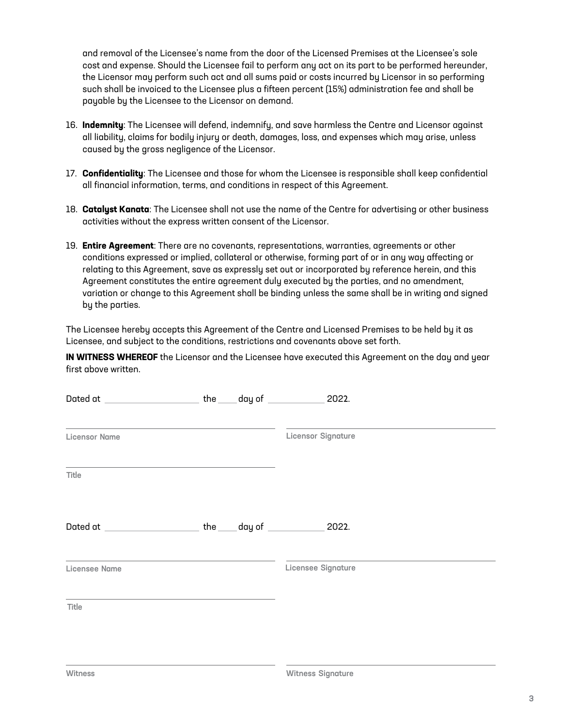and removal of the Licensee's name from the door of the Licensed Premises at the Licensee's sole cost and expense. Should the Licensee fail to perform any act on its part to be performed hereunder, the Licensor may perform such act and all sums paid or costs incurred by Licensor in so performing such shall be invoiced to the Licensee plus a fifteen percent (15%) administration fee and shall be payable by the Licensee to the Licensor on demand.

16. **Indemnity**: The Licensee will defend, indemnify, and save harmless the Centre and Licensor against all liability, claims for bodily injury or death, damages, loss, and expenses which may arise, unless caused by the gross negligence of the Licensor.

17. **Confidentiality**: The Licensee and those for whom the Licensee is responsible shall keep confidential all financial information, terms, and conditions in respect of this Agreement.

18. **Catalyst Kanata**: The Licensee shall not use the name of the Centre for advertising or other business activities without the express written consent of the Licensor.

19. **Entire Agreement**: There are no covenants, representations, warranties, agreements or other conditions expressed or implied, collateral or otherwise, forming part of or in any way affecting or relating to this Agreement, save as expressly set out or incorporated by reference herein, and this Agreement constitutes the entire agreement duly executed by the parties, and no amendment, variation or change to this Agreement shall be binding unless the same shall be in writing and signed by the parties.

The Licensee hereby accepts this Agreement of the Centre and Licensed Premises to be held by it as Licensee, and subject to the conditions, restrictions and covenants above set forth.

**IN WITNESS WHEREOF** the Licensor and the Licensee have executed this Agreement on the day and year first above written.

Dated at ____________________ the ____ day of ____________ 2022.

| ______________________________ | ______________________________ |
|---|---|
| Licensor Name | Licensor Signature |
| ______________________________ | |
| Title | |

Dated at ____________________ the ____ day of ____________ 2022.

| ______________________________ | ______________________________ |
|---|---|
| Licensee Name | Licensee Signature |
| ______________________________ | |
| Title | |

| ______________________________ | ______________________________ |
|---|---|
| Witness | Witness Signature |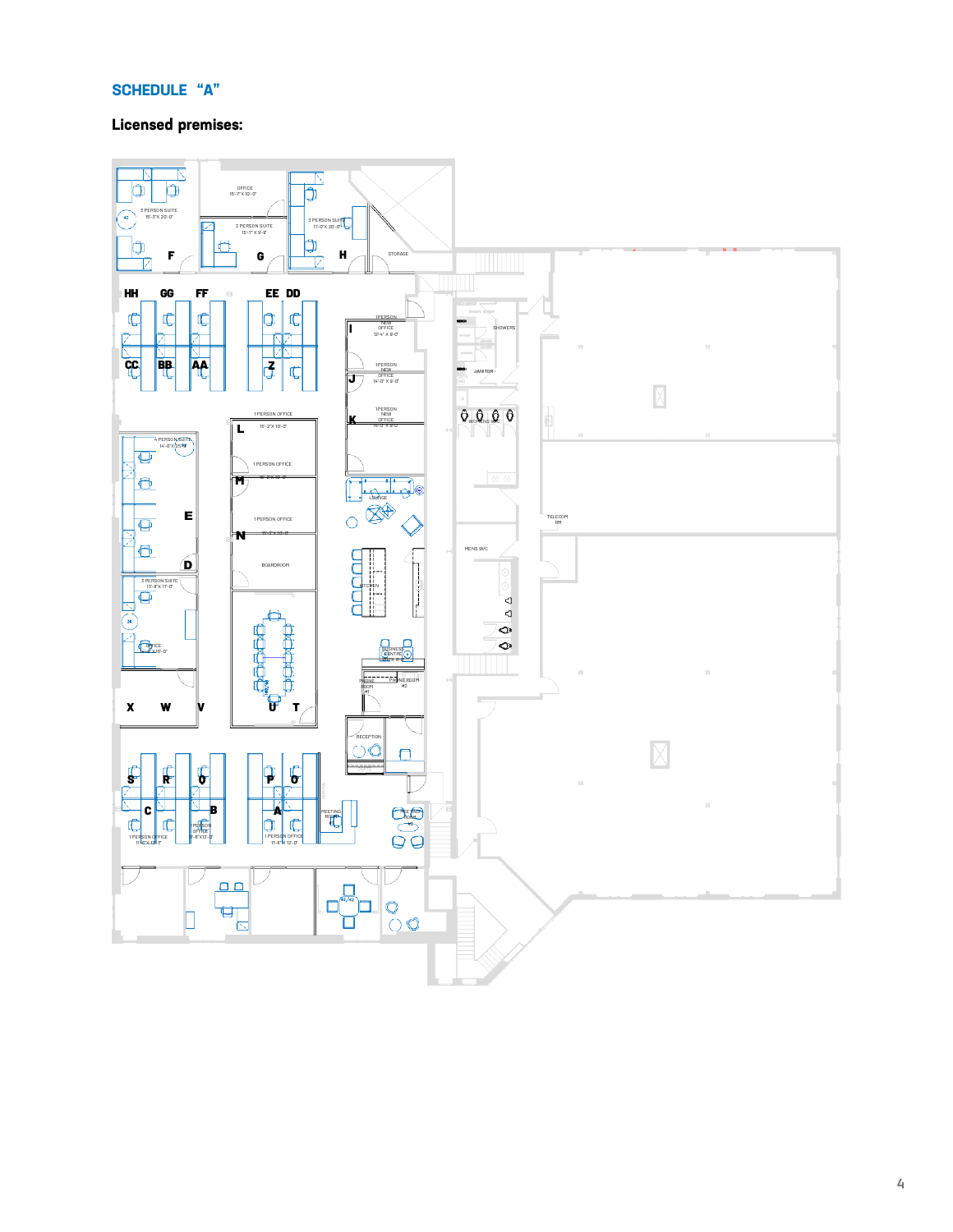# SCHEDULE "A"

**Licensed premises:**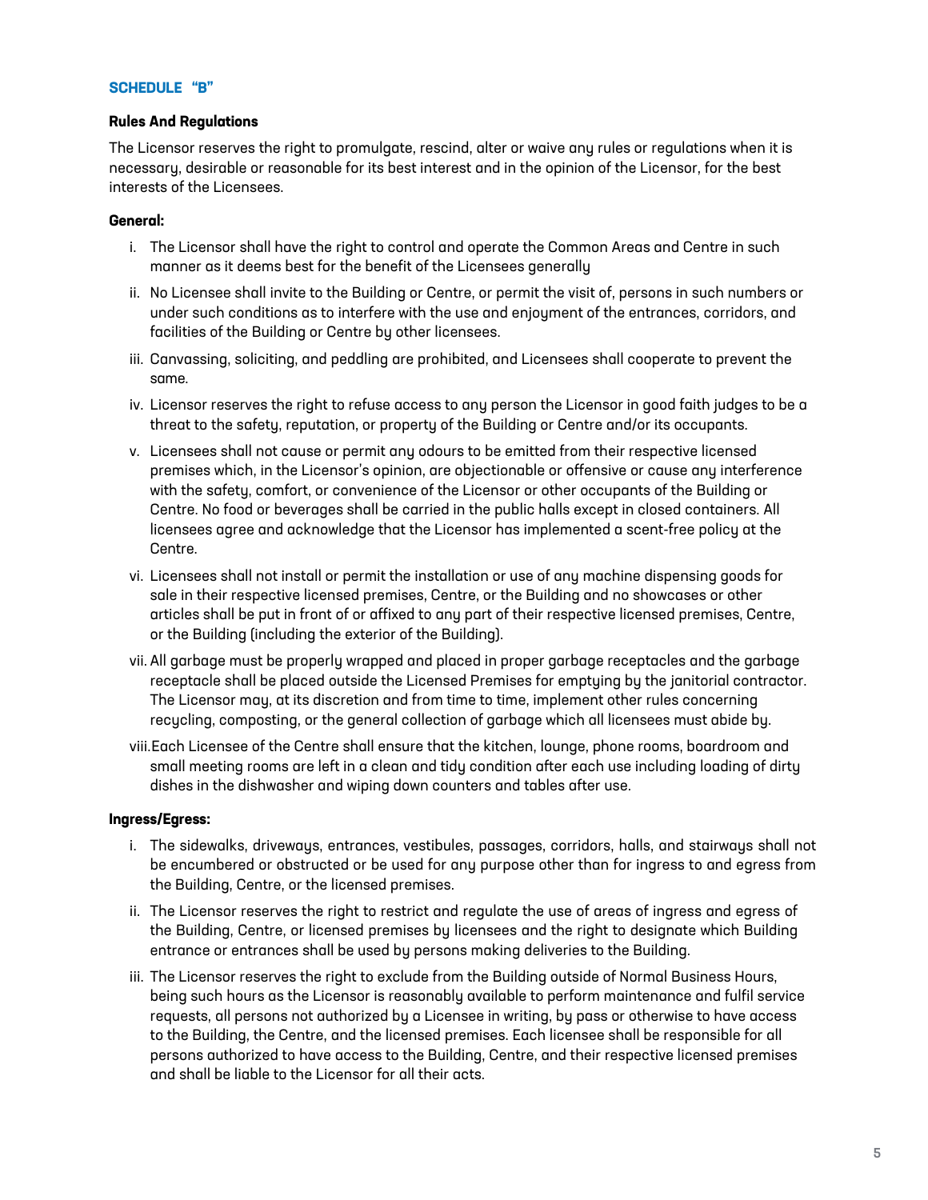## SCHEDULE "B"

### Rules And Regulations

The Licensor reserves the right to promulgate, rescind, alter or waive any rules or regulations when it is necessary, desirable or reasonable for its best interest and in the opinion of the Licensor, for the best interests of the Licensees.

#### General:

i. The Licensor shall have the right to control and operate the Common Areas and Centre in such manner as it deems best for the benefit of the Licensees generally

ii. No Licensee shall invite to the Building or Centre, or permit the visit of, persons in such numbers or under such conditions as to interfere with the use and enjoyment of the entrances, corridors, and facilities of the Building or Centre by other licensees.

iii. Canvassing, soliciting, and peddling are prohibited, and Licensees shall cooperate to prevent the same.

iv. Licensor reserves the right to refuse access to any person the Licensor in good faith judges to be a threat to the safety, reputation, or property of the Building or Centre and/or its occupants.

v. Licensees shall not cause or permit any odours to be emitted from their respective licensed premises which, in the Licensor's opinion, are objectionable or offensive or cause any interference with the safety, comfort, or convenience of the Licensor or other occupants of the Building or Centre. No food or beverages shall be carried in the public halls except in closed containers. All licensees agree and acknowledge that the Licensor has implemented a scent-free policy at the Centre.

vi. Licensees shall not install or permit the installation or use of any machine dispensing goods for sale in their respective licensed premises, Centre, or the Building and no showcases or other articles shall be put in front of or affixed to any part of their respective licensed premises, Centre, or the Building (including the exterior of the Building).

vii. All garbage must be properly wrapped and placed in proper garbage receptacles and the garbage receptacle shall be placed outside the Licensed Premises for emptying by the janitorial contractor. The Licensor may, at its discretion and from time to time, implement other rules concerning recycling, composting, or the general collection of garbage which all licensees must abide by.

viii. Each Licensee of the Centre shall ensure that the kitchen, lounge, phone rooms, boardroom and small meeting rooms are left in a clean and tidy condition after each use including loading of dirty dishes in the dishwasher and wiping down counters and tables after use.

#### Ingress/Egress:

i. The sidewalks, driveways, entrances, vestibules, passages, corridors, halls, and stairways shall not be encumbered or obstructed or be used for any purpose other than for ingress to and egress from the Building, Centre, or the licensed premises.

ii. The Licensor reserves the right to restrict and regulate the use of areas of ingress and egress of the Building, Centre, or licensed premises by licensees and the right to designate which Building entrance or entrances shall be used by persons making deliveries to the Building.

iii. The Licensor reserves the right to exclude from the Building outside of Normal Business Hours, being such hours as the Licensor is reasonably available to perform maintenance and fulfil service requests, all persons not authorized by a Licensee in writing, by pass or otherwise to have access to the Building, the Centre, and the licensed premises. Each licensee shall be responsible for all persons authorized to have access to the Building, Centre, and their respective licensed premises and shall be liable to the Licensor for all their acts.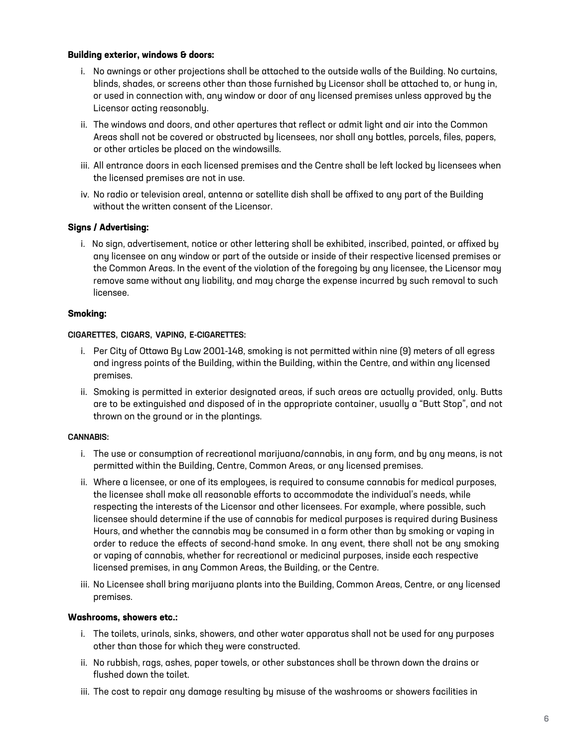**Building exterior, windows & doors:**

i. No awnings or other projections shall be attached to the outside walls of the Building. No curtains, blinds, shades, or screens other than those furnished by Licensor shall be attached to, or hung in, or used in connection with, any window or door of any licensed premises unless approved by the Licensor acting reasonably.

ii. The windows and doors, and other apertures that reflect or admit light and air into the Common Areas shall not be covered or obstructed by licensees, nor shall any bottles, parcels, files, papers, or other articles be placed on the windowsills.

iii. All entrance doors in each licensed premises and the Centre shall be left locked by licensees when the licensed premises are not in use.

iv. No radio or television areal, antenna or satellite dish shall be affixed to any part of the Building without the written consent of the Licensor.

**Signs / Advertising:**

i. No sign, advertisement, notice or other lettering shall be exhibited, inscribed, painted, or affixed by any licensee on any window or part of the outside or inside of their respective licensed premises or the Common Areas. In the event of the violation of the foregoing by any licensee, the Licensor may remove same without any liability, and may charge the expense incurred by such removal to such licensee.

**Smoking:**

**CIGARETTES, CIGARS, VAPING, E-CIGARETTES:**

i. Per City of Ottawa By Law 2001-148, smoking is not permitted within nine (9) meters of all egress and ingress points of the Building, within the Building, within the Centre, and within any licensed premises.

ii. Smoking is permitted in exterior designated areas, if such areas are actually provided, only. Butts are to be extinguished and disposed of in the appropriate container, usually a "Butt Stop", and not thrown on the ground or in the plantings.

**CANNABIS:**

i. The use or consumption of recreational marijuana/cannabis, in any form, and by any means, is not permitted within the Building, Centre, Common Areas, or any licensed premises.

ii. Where a licensee, or one of its employees, is required to consume cannabis for medical purposes, the licensee shall make all reasonable efforts to accommodate the individual's needs, while respecting the interests of the Licensor and other licensees. For example, where possible, such licensee should determine if the use of cannabis for medical purposes is required during Business Hours, and whether the cannabis may be consumed in a form other than by smoking or vaping in order to reduce the effects of second-hand smoke. In any event, there shall not be any smoking or vaping of cannabis, whether for recreational or medicinal purposes, inside each respective licensed premises, in any Common Areas, the Building, or the Centre.

iii. No Licensee shall bring marijuana plants into the Building, Common Areas, Centre, or any licensed premises.

**Washrooms, showers etc.:**

i. The toilets, urinals, sinks, showers, and other water apparatus shall not be used for any purposes other than those for which they were constructed.

ii. No rubbish, rags, ashes, paper towels, or other substances shall be thrown down the drains or flushed down the toilet.

iii. The cost to repair any damage resulting by misuse of the washrooms or showers facilities in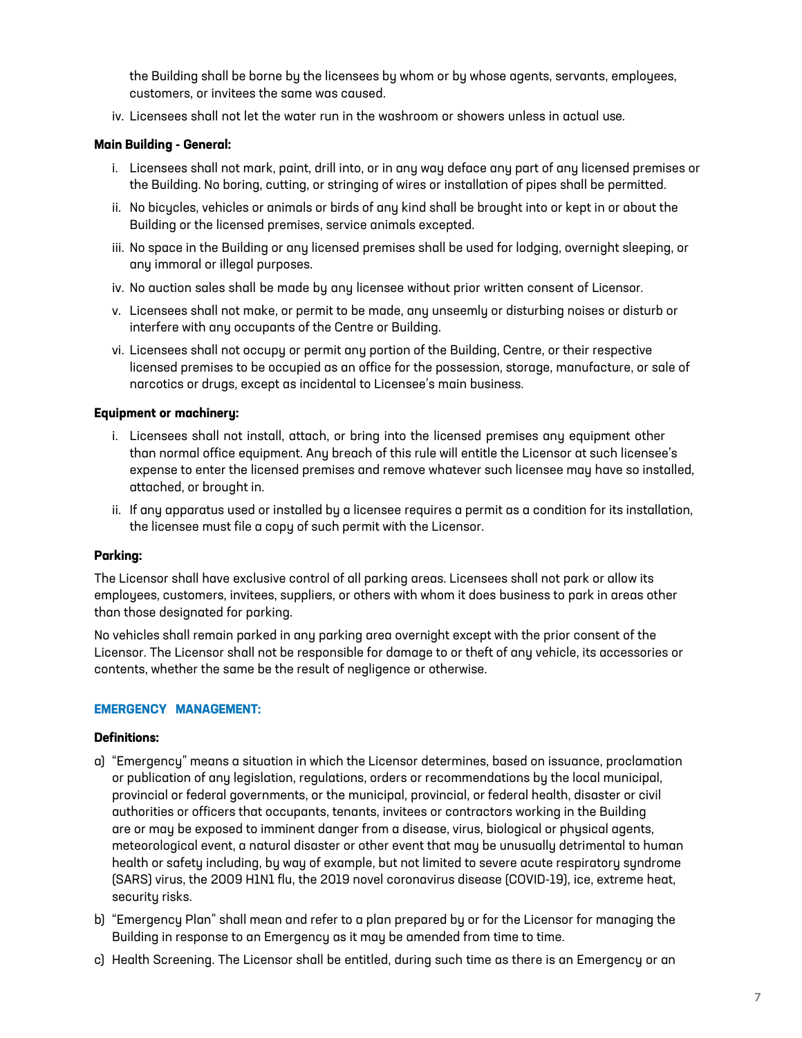the Building shall be borne by the licensees by whom or by whose agents, servants, employees, customers, or invitees the same was caused.

iv. Licensees shall not let the water run in the washroom or showers unless in actual use.

**Main Building - General:**

i. Licensees shall not mark, paint, drill into, or in any way deface any part of any licensed premises or the Building. No boring, cutting, or stringing of wires or installation of pipes shall be permitted.

ii. No bicycles, vehicles or animals or birds of any kind shall be brought into or kept in or about the Building or the licensed premises, service animals excepted.

iii. No space in the Building or any licensed premises shall be used for lodging, overnight sleeping, or any immoral or illegal purposes.

iv. No auction sales shall be made by any licensee without prior written consent of Licensor.

v. Licensees shall not make, or permit to be made, any unseemly or disturbing noises or disturb or interfere with any occupants of the Centre or Building.

vi. Licensees shall not occupy or permit any portion of the Building, Centre, or their respective licensed premises to be occupied as an office for the possession, storage, manufacture, or sale of narcotics or drugs, except as incidental to Licensee's main business.

**Equipment or machinery:**

i. Licensees shall not install, attach, or bring into the licensed premises any equipment other than normal office equipment. Any breach of this rule will entitle the Licensor at such licensee's expense to enter the licensed premises and remove whatever such licensee may have so installed, attached, or brought in.

ii. If any apparatus used or installed by a licensee requires a permit as a condition for its installation, the licensee must file a copy of such permit with the Licensor.

**Parking:**

The Licensor shall have exclusive control of all parking areas. Licensees shall not park or allow its employees, customers, invitees, suppliers, or others with whom it does business to park in areas other than those designated for parking.

No vehicles shall remain parked in any parking area overnight except with the prior consent of the Licensor. The Licensor shall not be responsible for damage to or theft of any vehicle, its accessories or contents, whether the same be the result of negligence or otherwise.

## EMERGENCY MANAGEMENT:

**Definitions:**

a) "Emergency" means a situation in which the Licensor determines, based on issuance, proclamation or publication of any legislation, regulations, orders or recommendations by the local municipal, provincial or federal governments, or the municipal, provincial, or federal health, disaster or civil authorities or officers that occupants, tenants, invitees or contractors working in the Building are or may be exposed to imminent danger from a disease, virus, biological or physical agents, meteorological event, a natural disaster or other event that may be unusually detrimental to human health or safety including, by way of example, but not limited to severe acute respiratory syndrome (SARS) virus, the 2009 H1N1 flu, the 2019 novel coronavirus disease (COVID-19), ice, extreme heat, security risks.

b) "Emergency Plan" shall mean and refer to a plan prepared by or for the Licensor for managing the Building in response to an Emergency as it may be amended from time to time.

c) Health Screening. The Licensor shall be entitled, during such time as there is an Emergency or an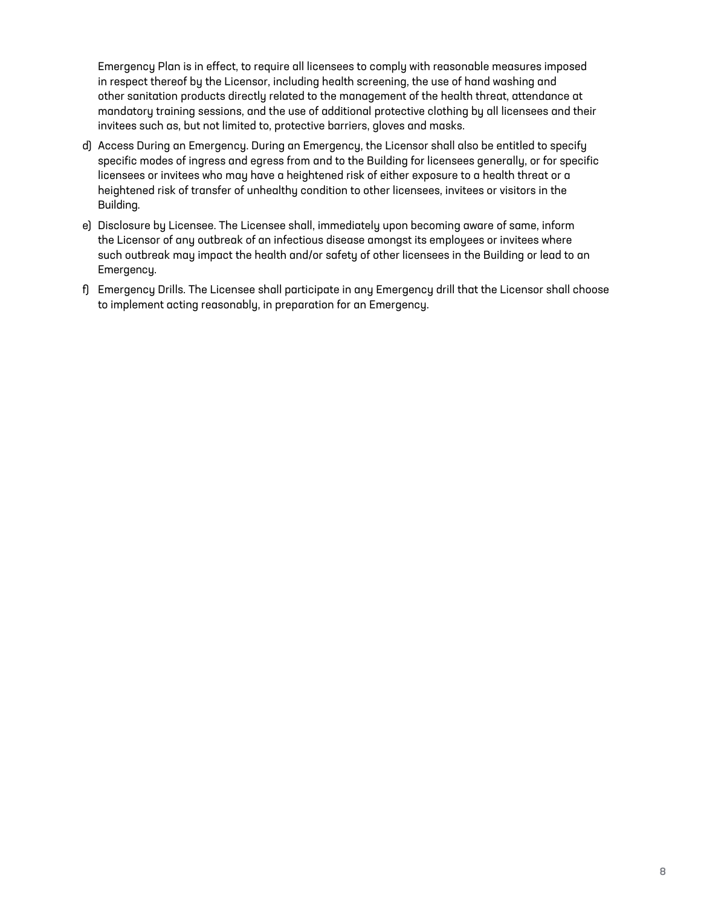Emergency Plan is in effect, to require all licensees to comply with reasonable measures imposed in respect thereof by the Licensor, including health screening, the use of hand washing and other sanitation products directly related to the management of the health threat, attendance at mandatory training sessions, and the use of additional protective clothing by all licensees and their invitees such as, but not limited to, protective barriers, gloves and masks.

d) Access During an Emergency. During an Emergency, the Licensor shall also be entitled to specify specific modes of ingress and egress from and to the Building for licensees generally, or for specific licensees or invitees who may have a heightened risk of either exposure to a health threat or a heightened risk of transfer of unhealthy condition to other licensees, invitees or visitors in the Building.

e) Disclosure by Licensee. The Licensee shall, immediately upon becoming aware of same, inform the Licensor of any outbreak of an infectious disease amongst its employees or invitees where such outbreak may impact the health and/or safety of other licensees in the Building or lead to an Emergency.

f) Emergency Drills. The Licensee shall participate in any Emergency drill that the Licensor shall choose to implement acting reasonably, in preparation for an Emergency.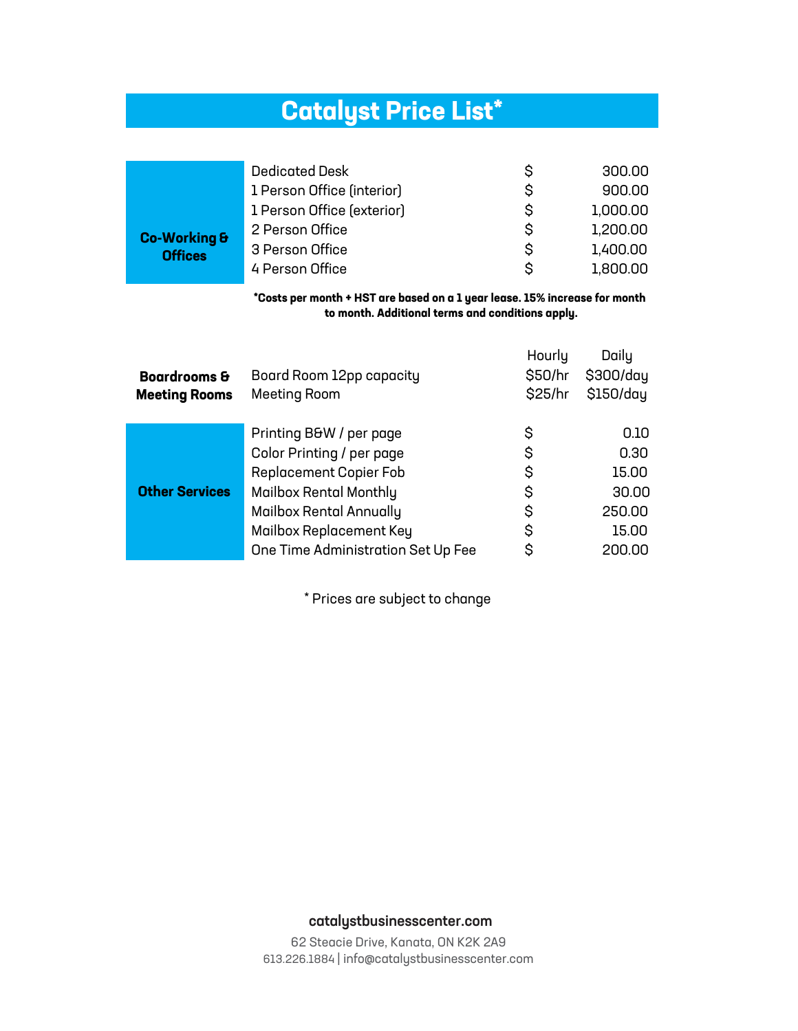# Catalyst Price List*

| | | | |
|---|---|---|---|
| **Co-Working & Offices** | Dedicated Desk | $ | 300.00 |
| | 1 Person Office (interior) | $ | 900.00 |
| | 1 Person Office (exterior) | $ | 1,000.00 |
| | 2 Person Office | $ | 1,200.00 |
| | 3 Person Office | $ | 1,400.00 |
| | 4 Person Office | $ | 1,800.00 |

**\*Costs per month + HST are based on a 1 year lease. 15% increase for month to month. Additional terms and conditions apply.**

| | | Hourly | Daily |
|---|---|---|---|
| **Boardrooms & Meeting Rooms** | Board Room 12pp capacity | $50/hr | $300/day |
| | Meeting Room | $25/hr | $150/day |

| | | | |
|---|---|---|---|
| **Other Services** | Printing B&W / per page | $ | 0.10 |
| | Color Printing / per page | $ | 0.30 |
| | Replacement Copier Fob | $ | 15.00 |
| | Mailbox Rental Monthly | $ | 30.00 |
| | Mailbox Rental Annually | $ | 250.00 |
| | Mailbox Replacement Key | $ | 15.00 |
| | One Time Administration Set Up Fee | $ | 200.00 |

\* Prices are subject to change

**catalystbusinesscenter.com**

62 Steacie Drive, Kanata, ON K2K 2A9

613.226.1884 | info@catalystbusinesscenter.com